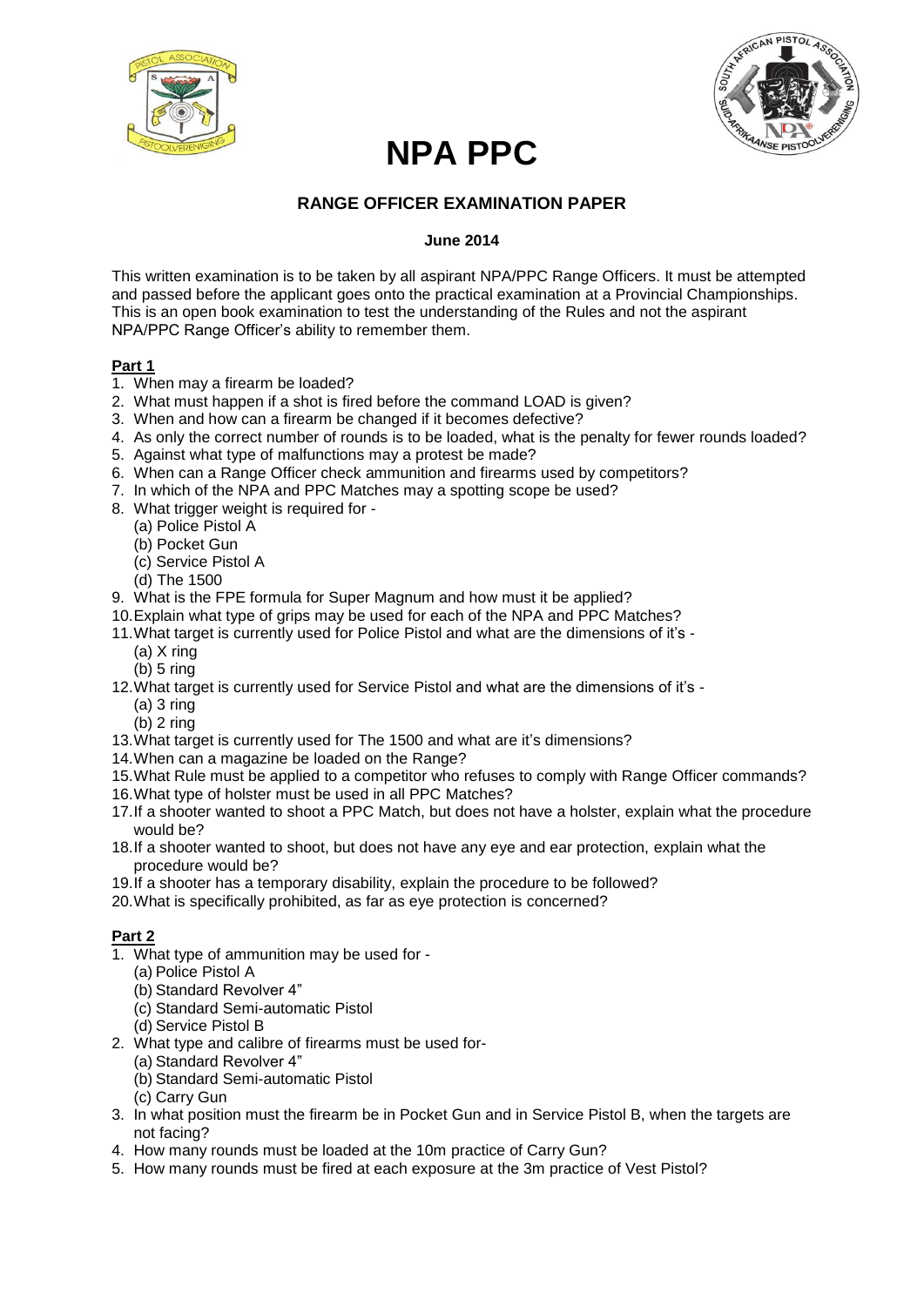# NPA PPC

## RANGE OFFICER EXAMINATION PAPER

**June 2014**

This written examination is to be taken by all aspirant NPA/PPC Range Officers. It must be attempted and passed before the applicant goes onto the practical examination at a Provincial Championships. This is an open book examination to test the understanding of the Rules and not the aspirant NPA/PPC Range Officer's ability to remember them.

### Part 1

1. When may a firearm be loaded?
2. What must happen if a shot is fired before the command LOAD is given?
3. When and how can a firearm be changed if it becomes defective?
4. As only the correct number of rounds is to be loaded, what is the penalty for fewer rounds loaded?
5. Against what type of malfunctions may a protest be made?
6. When can a Range Officer check ammunition and firearms used by competitors?
7. In which of the NPA and PPC Matches may a spotting scope be used?
8. What trigger weight is required for -
   (a) Police Pistol A
   (b) Pocket Gun
   (c) Service Pistol A
   (d) The 1500
9. What is the FPE formula for Super Magnum and how must it be applied?
10. Explain what type of grips may be used for each of the NPA and PPC Matches?
11. What target is currently used for Police Pistol and what are the dimensions of it's -
    (a) X ring
    (b) 5 ring
12. What target is currently used for Service Pistol and what are the dimensions of it's -
    (a) 3 ring
    (b) 2 ring
13. What target is currently used for The 1500 and what are it's dimensions?
14. When can a magazine be loaded on the Range?
15. What Rule must be applied to a competitor who refuses to comply with Range Officer commands?
16. What type of holster must be used in all PPC Matches?
17. If a shooter wanted to shoot a PPC Match, but does not have a holster, explain what the procedure would be?
18. If a shooter wanted to shoot, but does not have any eye and ear protection, explain what the procedure would be?
19. If a shooter has a temporary disability, explain the procedure to be followed?
20. What is specifically prohibited, as far as eye protection is concerned?

### Part 2

1. What type of ammunition may be used for -
   (a) Police Pistol A
   (b) Standard Revolver 4"
   (c) Standard Semi-automatic Pistol
   (d) Service Pistol B
2. What type and calibre of firearms must be used for-
   (a) Standard Revolver 4"
   (b) Standard Semi-automatic Pistol
   (c) Carry Gun
3. In what position must the firearm be in Pocket Gun and in Service Pistol B, when the targets are not facing?
4. How many rounds must be loaded at the 10m practice of Carry Gun?
5. How many rounds must be fired at each exposure at the 3m practice of Vest Pistol?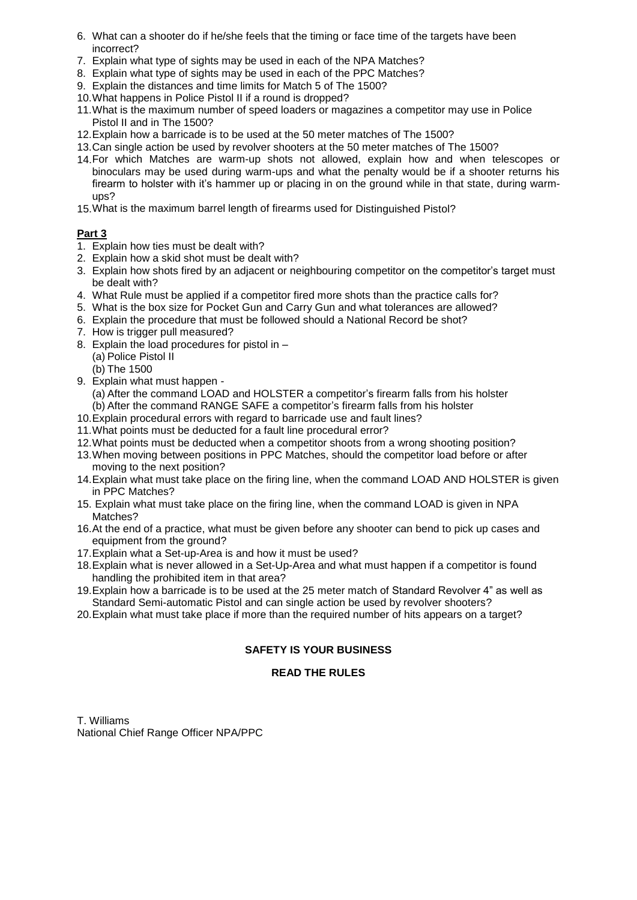6. What can a shooter do if he/she feels that the timing or face time of the targets have been incorrect?
7. Explain what type of sights may be used in each of the NPA Matches?
8. Explain what type of sights may be used in each of the PPC Matches?
9. Explain the distances and time limits for Match 5 of The 1500?
10. What happens in Police Pistol II if a round is dropped?
11. What is the maximum number of speed loaders or magazines a competitor may use in Police Pistol II and in The 1500?
12. Explain how a barricade is to be used at the 50 meter matches of The 1500?
13. Can single action be used by revolver shooters at the 50 meter matches of The 1500?
14. For which Matches are warm-up shots not allowed, explain how and when telescopes or binoculars may be used during warm-ups and what the penalty would be if a shooter returns his firearm to holster with it's hammer up or placing in on the ground while in that state, during warm-ups?
15. What is the maximum barrel length of firearms used for Distinguished Pistol?

## Part 3

1. Explain how ties must be dealt with?
2. Explain how a skid shot must be dealt with?
3. Explain how shots fired by an adjacent or neighbouring competitor on the competitor's target must be dealt with?
4. What Rule must be applied if a competitor fired more shots than the practice calls for?
5. What is the box size for Pocket Gun and Carry Gun and what tolerances are allowed?
6. Explain the procedure that must be followed should a National Record be shot?
7. How is trigger pull measured?
8. Explain the load procedures for pistol in –
   (a) Police Pistol II
   (b) The 1500
9. Explain what must happen -
   (a) After the command LOAD and HOLSTER a competitor's firearm falls from his holster
   (b) After the command RANGE SAFE a competitor's firearm falls from his holster
10. Explain procedural errors with regard to barricade use and fault lines?
11. What points must be deducted for a fault line procedural error?
12. What points must be deducted when a competitor shoots from a wrong shooting position?
13. When moving between positions in PPC Matches, should the competitor load before or after moving to the next position?
14. Explain what must take place on the firing line, when the command LOAD AND HOLSTER is given in PPC Matches?
15. Explain what must take place on the firing line, when the command LOAD is given in NPA Matches?
16. At the end of a practice, what must be given before any shooter can bend to pick up cases and equipment from the ground?
17. Explain what a Set-up-Area is and how it must be used?
18. Explain what is never allowed in a Set-Up-Area and what must happen if a competitor is found handling the prohibited item in that area?
19. Explain how a barricade is to be used at the 25 meter match of Standard Revolver 4" as well as Standard Semi-automatic Pistol and can single action be used by revolver shooters?
20. Explain what must take place if more than the required number of hits appears on a target?

**SAFETY IS YOUR BUSINESS**

**READ THE RULES**

T. Williams
National Chief Range Officer NPA/PPC